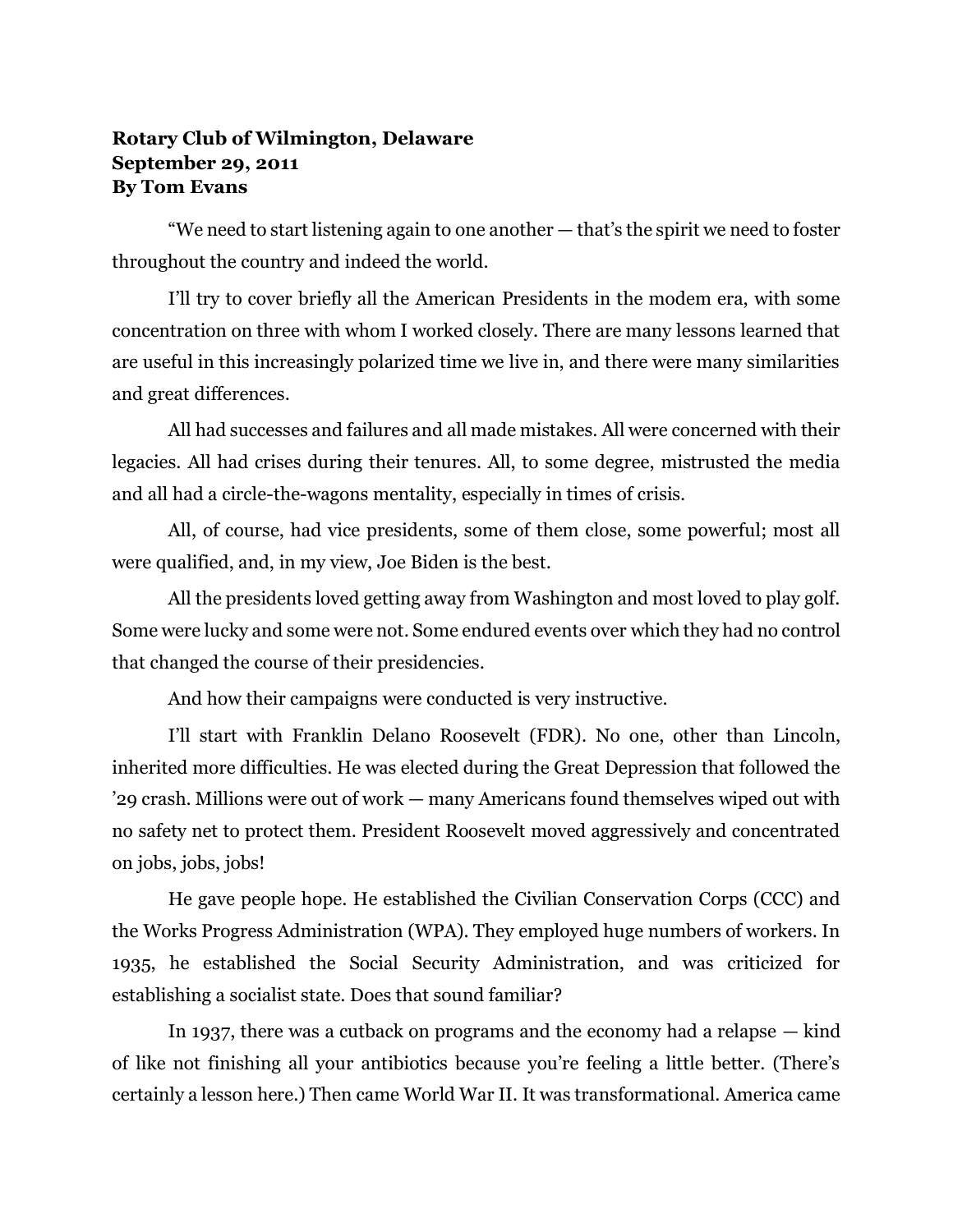**Rotary Club of Wilmington, Delaware**
**September 29, 2011**
**By Tom Evans**

"We need to start listening again to one another — that's the spirit we need to foster throughout the country and indeed the world.

I'll try to cover briefly all the American Presidents in the modem era, with some concentration on three with whom I worked closely. There are many lessons learned that are useful in this increasingly polarized time we live in, and there were many similarities and great differences.

All had successes and failures and all made mistakes. All were concerned with their legacies. All had crises during their tenures. All, to some degree, mistrusted the media and all had a circle-the-wagons mentality, especially in times of crisis.

All, of course, had vice presidents, some of them close, some powerful; most all were qualified, and, in my view, Joe Biden is the best.

All the presidents loved getting away from Washington and most loved to play golf. Some were lucky and some were not. Some endured events over which they had no control that changed the course of their presidencies.

And how their campaigns were conducted is very instructive.

I'll start with Franklin Delano Roosevelt (FDR). No one, other than Lincoln, inherited more difficulties. He was elected during the Great Depression that followed the '29 crash. Millions were out of work — many Americans found themselves wiped out with no safety net to protect them. President Roosevelt moved aggressively and concentrated on jobs, jobs, jobs!

He gave people hope. He established the Civilian Conservation Corps (CCC) and the Works Progress Administration (WPA). They employed huge numbers of workers. In 1935, he established the Social Security Administration, and was criticized for establishing a socialist state. Does that sound familiar?

In 1937, there was a cutback on programs and the economy had a relapse — kind of like not finishing all your antibiotics because you're feeling a little better. (There's certainly a lesson here.) Then came World War II. It was transformational. America came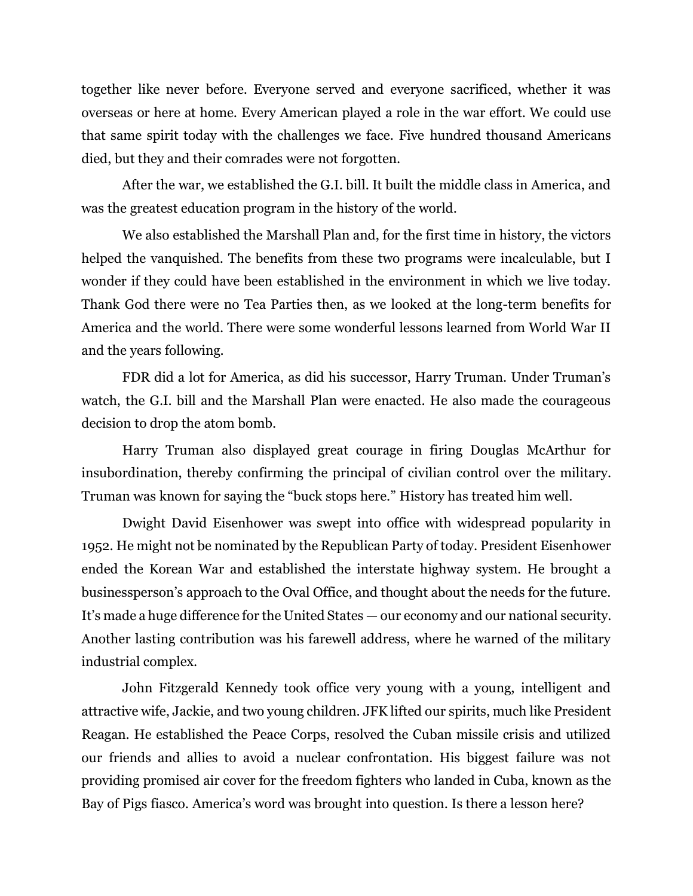together like never before. Everyone served and everyone sacrificed, whether it was overseas or here at home. Every American played a role in the war effort. We could use that same spirit today with the challenges we face. Five hundred thousand Americans died, but they and their comrades were not forgotten.

After the war, we established the G.I. bill. It built the middle class in America, and was the greatest education program in the history of the world.

We also established the Marshall Plan and, for the first time in history, the victors helped the vanquished. The benefits from these two programs were incalculable, but I wonder if they could have been established in the environment in which we live today. Thank God there were no Tea Parties then, as we looked at the long-term benefits for America and the world. There were some wonderful lessons learned from World War II and the years following.

FDR did a lot for America, as did his successor, Harry Truman. Under Truman's watch, the G.I. bill and the Marshall Plan were enacted. He also made the courageous decision to drop the atom bomb.

Harry Truman also displayed great courage in firing Douglas McArthur for insubordination, thereby confirming the principal of civilian control over the military. Truman was known for saying the "buck stops here." History has treated him well.

Dwight David Eisenhower was swept into office with widespread popularity in 1952. He might not be nominated by the Republican Party of today. President Eisenhower ended the Korean War and established the interstate highway system. He brought a businessperson's approach to the Oval Office, and thought about the needs for the future. It's made a huge difference for the United States — our economy and our national security. Another lasting contribution was his farewell address, where he warned of the military industrial complex.

John Fitzgerald Kennedy took office very young with a young, intelligent and attractive wife, Jackie, and two young children. JFK lifted our spirits, much like President Reagan. He established the Peace Corps, resolved the Cuban missile crisis and utilized our friends and allies to avoid a nuclear confrontation. His biggest failure was not providing promised air cover for the freedom fighters who landed in Cuba, known as the Bay of Pigs fiasco. America's word was brought into question. Is there a lesson here?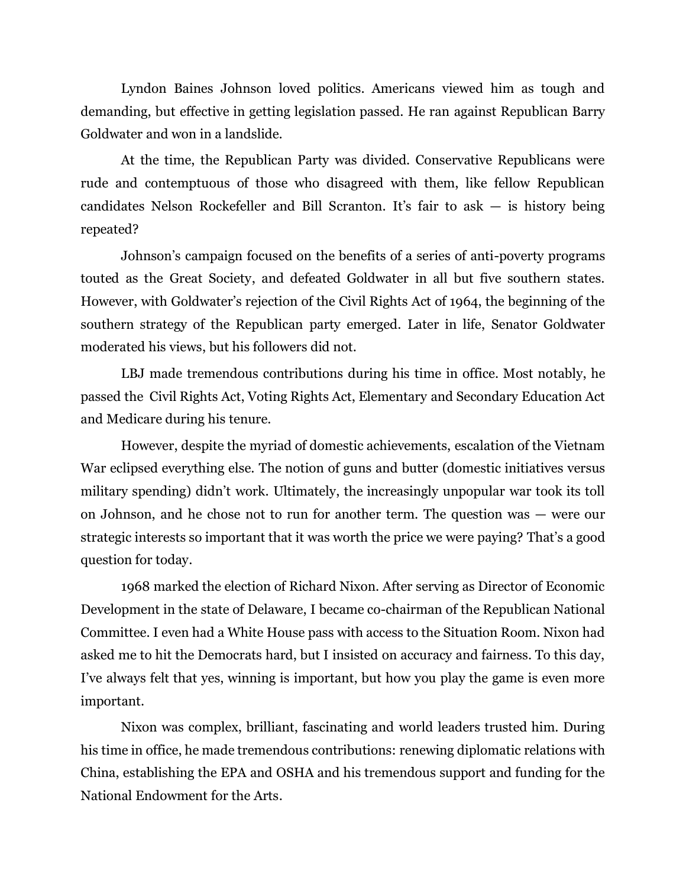Lyndon Baines Johnson loved politics. Americans viewed him as tough and demanding, but effective in getting legislation passed. He ran against Republican Barry Goldwater and won in a landslide.

At the time, the Republican Party was divided. Conservative Republicans were rude and contemptuous of those who disagreed with them, like fellow Republican candidates Nelson Rockefeller and Bill Scranton. It's fair to ask — is history being repeated?

Johnson's campaign focused on the benefits of a series of anti-poverty programs touted as the Great Society, and defeated Goldwater in all but five southern states. However, with Goldwater's rejection of the Civil Rights Act of 1964, the beginning of the southern strategy of the Republican party emerged. Later in life, Senator Goldwater moderated his views, but his followers did not.

LBJ made tremendous contributions during his time in office. Most notably, he passed the Civil Rights Act, Voting Rights Act, Elementary and Secondary Education Act and Medicare during his tenure.

However, despite the myriad of domestic achievements, escalation of the Vietnam War eclipsed everything else. The notion of guns and butter (domestic initiatives versus military spending) didn't work. Ultimately, the increasingly unpopular war took its toll on Johnson, and he chose not to run for another term. The question was — were our strategic interests so important that it was worth the price we were paying? That's a good question for today.

1968 marked the election of Richard Nixon. After serving as Director of Economic Development in the state of Delaware, I became co-chairman of the Republican National Committee. I even had a White House pass with access to the Situation Room. Nixon had asked me to hit the Democrats hard, but I insisted on accuracy and fairness. To this day, I've always felt that yes, winning is important, but how you play the game is even more important.

Nixon was complex, brilliant, fascinating and world leaders trusted him. During his time in office, he made tremendous contributions: renewing diplomatic relations with China, establishing the EPA and OSHA and his tremendous support and funding for the National Endowment for the Arts.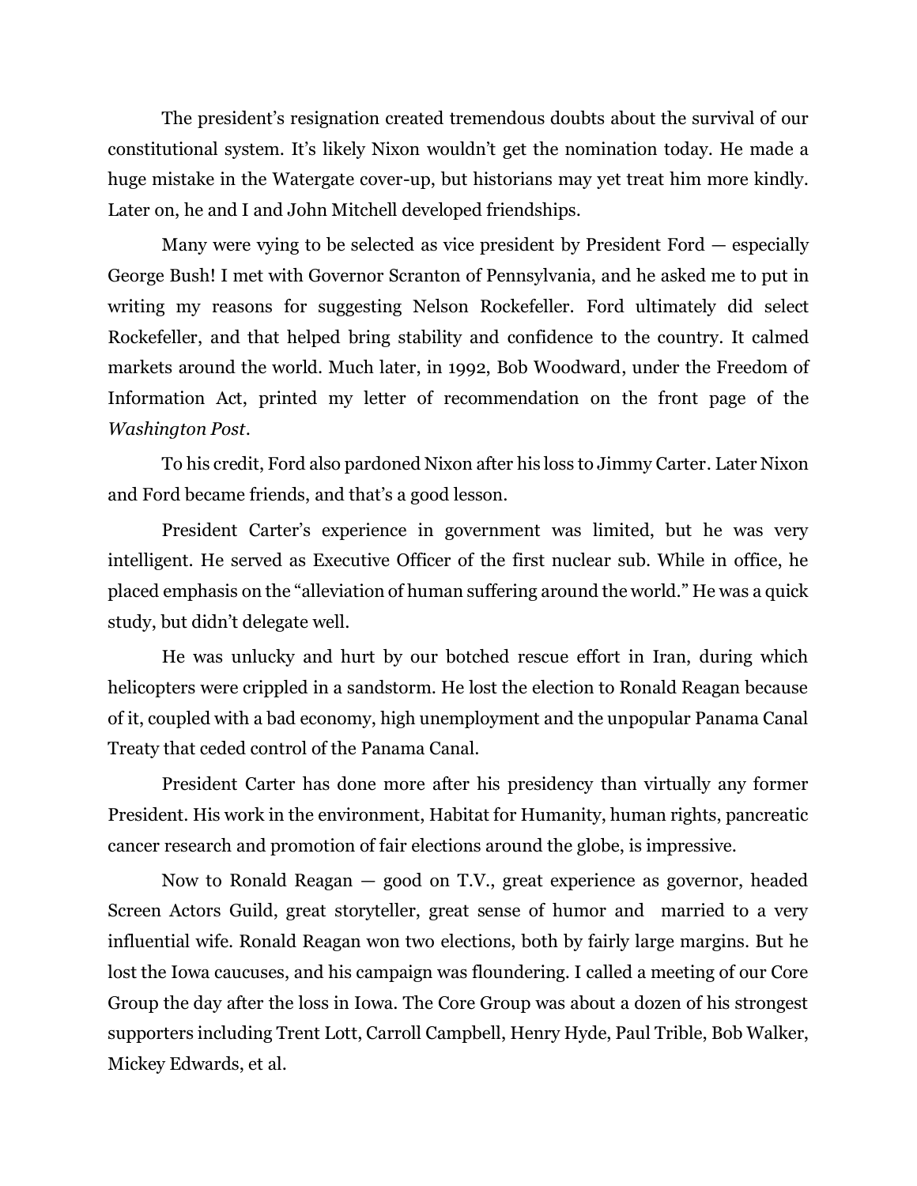The president's resignation created tremendous doubts about the survival of our constitutional system. It's likely Nixon wouldn't get the nomination today. He made a huge mistake in the Watergate cover-up, but historians may yet treat him more kindly. Later on, he and I and John Mitchell developed friendships.

Many were vying to be selected as vice president by President Ford — especially George Bush! I met with Governor Scranton of Pennsylvania, and he asked me to put in writing my reasons for suggesting Nelson Rockefeller. Ford ultimately did select Rockefeller, and that helped bring stability and confidence to the country. It calmed markets around the world. Much later, in 1992, Bob Woodward, under the Freedom of Information Act, printed my letter of recommendation on the front page of the *Washington Post*.

To his credit, Ford also pardoned Nixon after his loss to Jimmy Carter. Later Nixon and Ford became friends, and that's a good lesson.

President Carter's experience in government was limited, but he was very intelligent. He served as Executive Officer of the first nuclear sub. While in office, he placed emphasis on the "alleviation of human suffering around the world." He was a quick study, but didn't delegate well.

He was unlucky and hurt by our botched rescue effort in Iran, during which helicopters were crippled in a sandstorm. He lost the election to Ronald Reagan because of it, coupled with a bad economy, high unemployment and the unpopular Panama Canal Treaty that ceded control of the Panama Canal.

President Carter has done more after his presidency than virtually any former President. His work in the environment, Habitat for Humanity, human rights, pancreatic cancer research and promotion of fair elections around the globe, is impressive.

Now to Ronald Reagan — good on T.V., great experience as governor, headed Screen Actors Guild, great storyteller, great sense of humor and married to a very influential wife. Ronald Reagan won two elections, both by fairly large margins. But he lost the Iowa caucuses, and his campaign was floundering. I called a meeting of our Core Group the day after the loss in Iowa. The Core Group was about a dozen of his strongest supporters including Trent Lott, Carroll Campbell, Henry Hyde, Paul Trible, Bob Walker, Mickey Edwards, et al.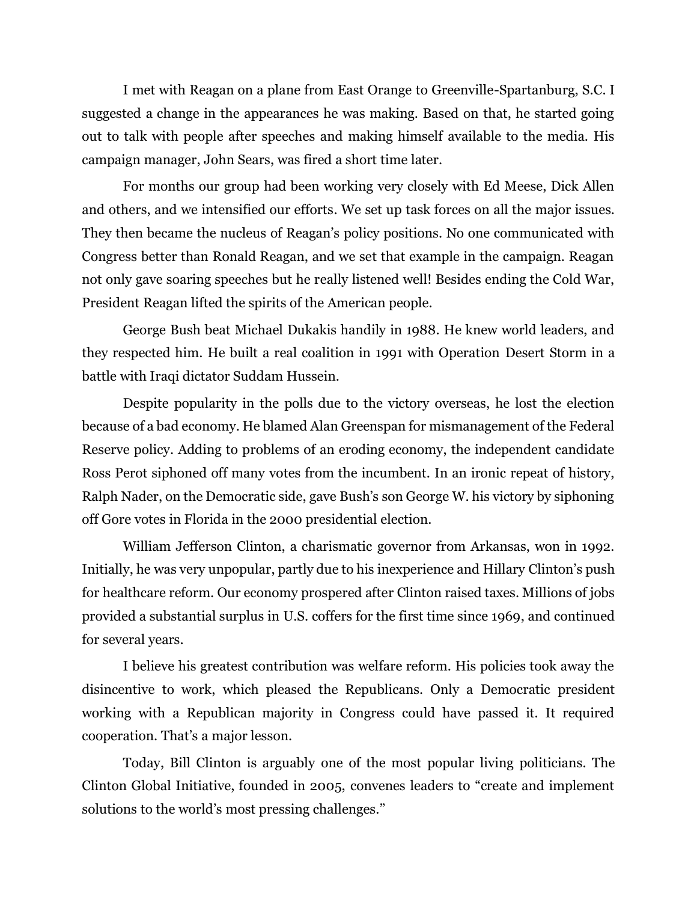I met with Reagan on a plane from East Orange to Greenville-Spartanburg, S.C. I suggested a change in the appearances he was making. Based on that, he started going out to talk with people after speeches and making himself available to the media. His campaign manager, John Sears, was fired a short time later.

For months our group had been working very closely with Ed Meese, Dick Allen and others, and we intensified our efforts. We set up task forces on all the major issues. They then became the nucleus of Reagan's policy positions. No one communicated with Congress better than Ronald Reagan, and we set that example in the campaign. Reagan not only gave soaring speeches but he really listened well! Besides ending the Cold War, President Reagan lifted the spirits of the American people.

George Bush beat Michael Dukakis handily in 1988. He knew world leaders, and they respected him. He built a real coalition in 1991 with Operation Desert Storm in a battle with Iraqi dictator Suddam Hussein.

Despite popularity in the polls due to the victory overseas, he lost the election because of a bad economy. He blamed Alan Greenspan for mismanagement of the Federal Reserve policy. Adding to problems of an eroding economy, the independent candidate Ross Perot siphoned off many votes from the incumbent. In an ironic repeat of history, Ralph Nader, on the Democratic side, gave Bush's son George W. his victory by siphoning off Gore votes in Florida in the 2000 presidential election.

William Jefferson Clinton, a charismatic governor from Arkansas, won in 1992. Initially, he was very unpopular, partly due to his inexperience and Hillary Clinton's push for healthcare reform. Our economy prospered after Clinton raised taxes. Millions of jobs provided a substantial surplus in U.S. coffers for the first time since 1969, and continued for several years.

I believe his greatest contribution was welfare reform. His policies took away the disincentive to work, which pleased the Republicans. Only a Democratic president working with a Republican majority in Congress could have passed it. It required cooperation. That's a major lesson.

Today, Bill Clinton is arguably one of the most popular living politicians. The Clinton Global Initiative, founded in 2005, convenes leaders to "create and implement solutions to the world's most pressing challenges."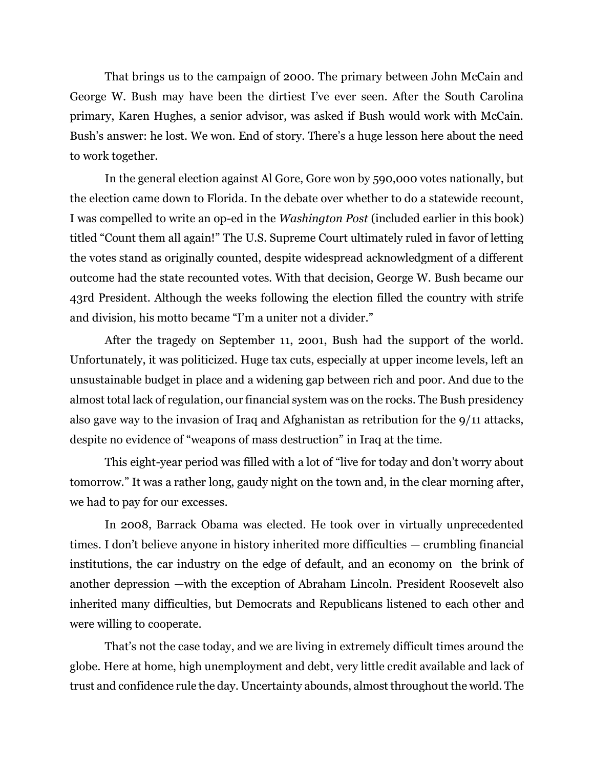That brings us to the campaign of 2000. The primary between John McCain and George W. Bush may have been the dirtiest I've ever seen. After the South Carolina primary, Karen Hughes, a senior advisor, was asked if Bush would work with McCain. Bush's answer: he lost. We won. End of story. There's a huge lesson here about the need to work together.

In the general election against Al Gore, Gore won by 590,000 votes nationally, but the election came down to Florida. In the debate over whether to do a statewide recount, I was compelled to write an op-ed in the *Washington Post* (included earlier in this book) titled "Count them all again!" The U.S. Supreme Court ultimately ruled in favor of letting the votes stand as originally counted, despite widespread acknowledgment of a different outcome had the state recounted votes. With that decision, George W. Bush became our 43rd President. Although the weeks following the election filled the country with strife and division, his motto became "I'm a uniter not a divider."

After the tragedy on September 11, 2001, Bush had the support of the world. Unfortunately, it was politicized. Huge tax cuts, especially at upper income levels, left an unsustainable budget in place and a widening gap between rich and poor. And due to the almost total lack of regulation, our financial system was on the rocks. The Bush presidency also gave way to the invasion of Iraq and Afghanistan as retribution for the 9/11 attacks, despite no evidence of "weapons of mass destruction" in Iraq at the time.

This eight-year period was filled with a lot of "live for today and don't worry about tomorrow." It was a rather long, gaudy night on the town and, in the clear morning after, we had to pay for our excesses.

In 2008, Barrack Obama was elected. He took over in virtually unprecedented times. I don't believe anyone in history inherited more difficulties — crumbling financial institutions, the car industry on the edge of default, and an economy on the brink of another depression —with the exception of Abraham Lincoln. President Roosevelt also inherited many difficulties, but Democrats and Republicans listened to each other and were willing to cooperate.

That's not the case today, and we are living in extremely difficult times around the globe. Here at home, high unemployment and debt, very little credit available and lack of trust and confidence rule the day. Uncertainty abounds, almost throughout the world. The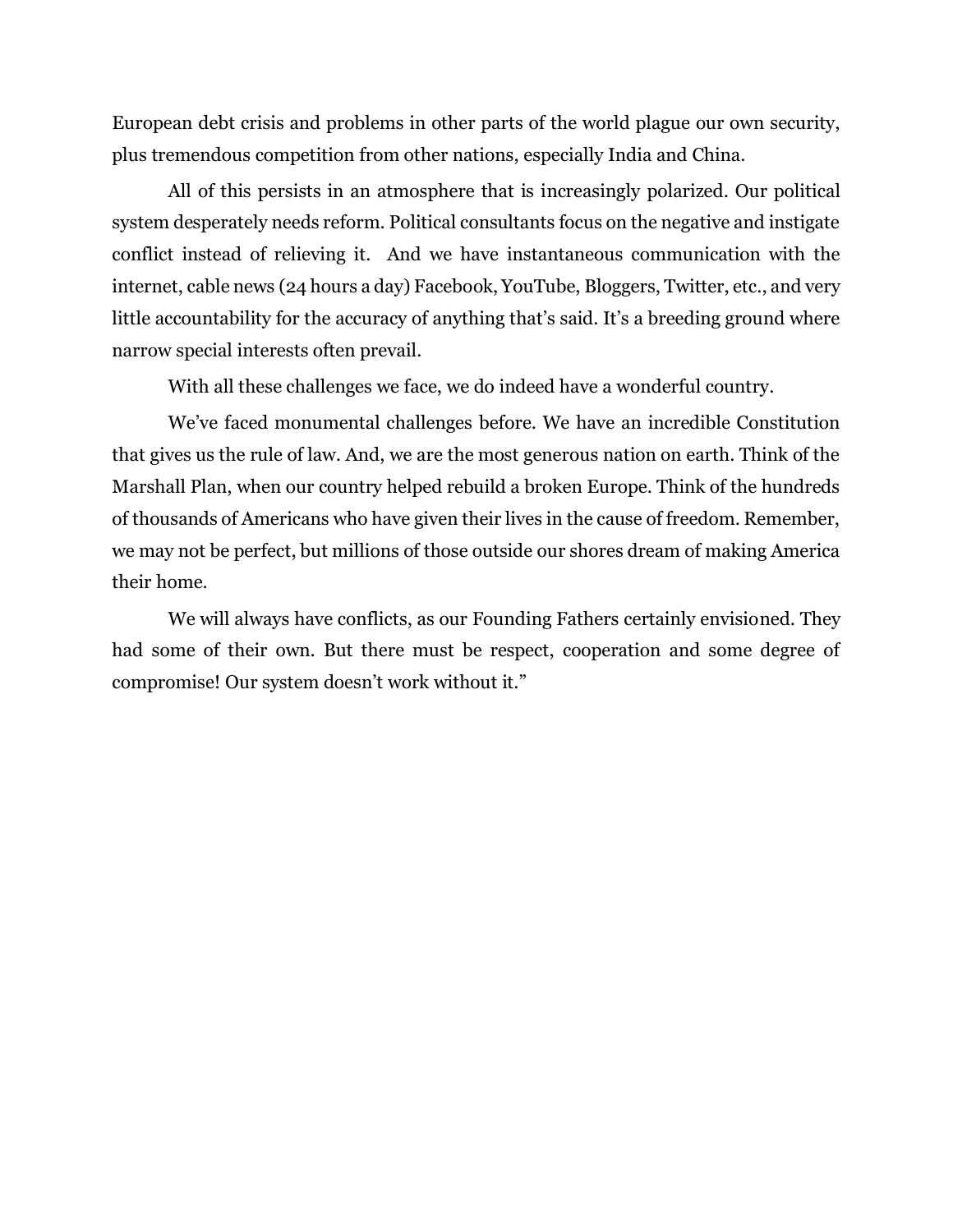European debt crisis and problems in other parts of the world plague our own security, plus tremendous competition from other nations, especially India and China.

All of this persists in an atmosphere that is increasingly polarized. Our political system desperately needs reform. Political consultants focus on the negative and instigate conflict instead of relieving it. And we have instantaneous communication with the internet, cable news (24 hours a day) Facebook, YouTube, Bloggers, Twitter, etc., and very little accountability for the accuracy of anything that's said. It's a breeding ground where narrow special interests often prevail.

With all these challenges we face, we do indeed have a wonderful country.

We've faced monumental challenges before. We have an incredible Constitution that gives us the rule of law. And, we are the most generous nation on earth. Think of the Marshall Plan, when our country helped rebuild a broken Europe. Think of the hundreds of thousands of Americans who have given their lives in the cause of freedom. Remember, we may not be perfect, but millions of those outside our shores dream of making America their home.

We will always have conflicts, as our Founding Fathers certainly envisioned. They had some of their own. But there must be respect, cooperation and some degree of compromise! Our system doesn't work without it."